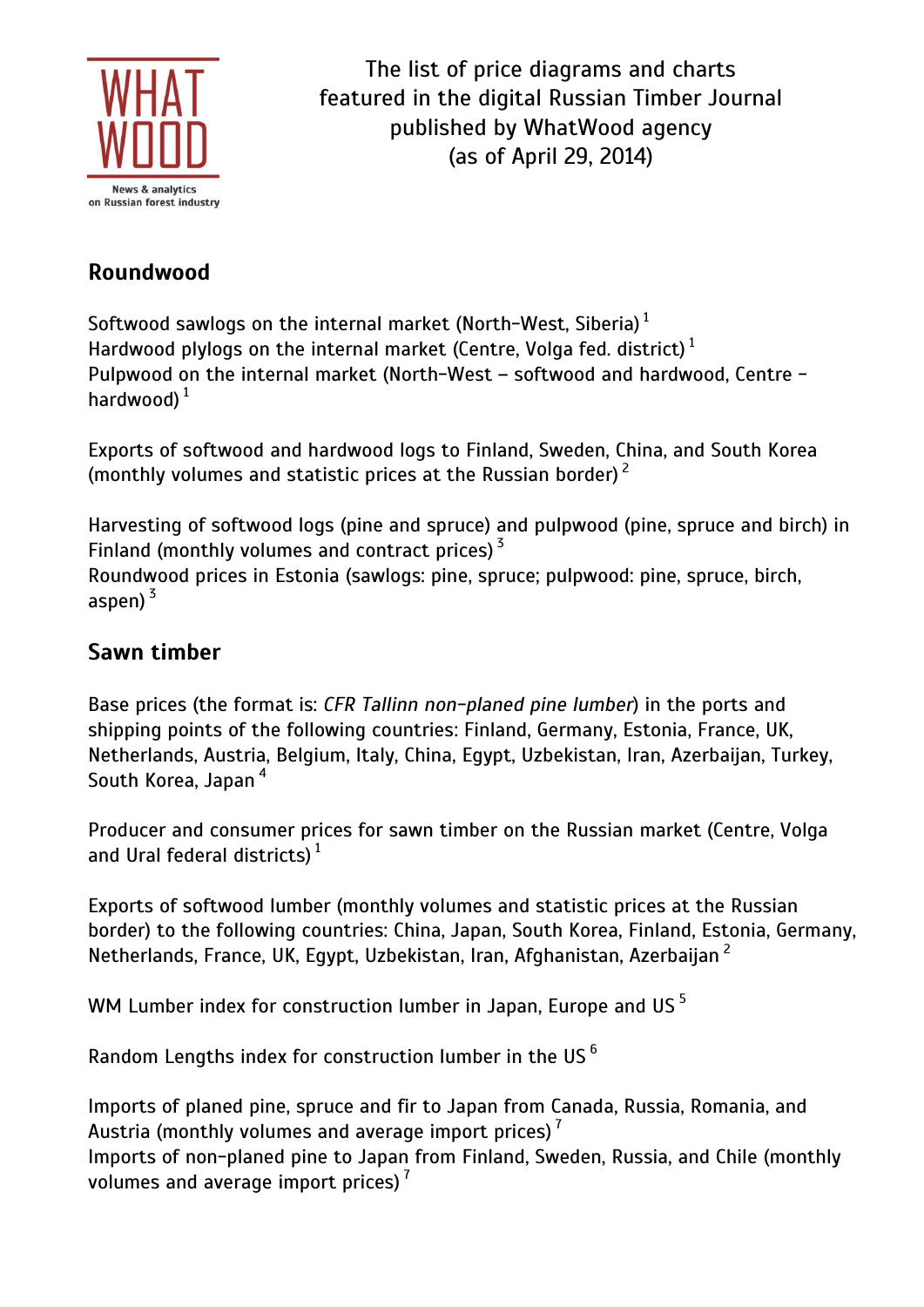WHAT WOOD

News & analytics on Russian forest industry

The list of price diagrams and charts featured in the digital Russian Timber Journal published by WhatWood agency (as of April 29, 2014)

## Roundwood

Softwood sawlogs on the internal market (North-West, Siberia) [1]
Hardwood plylogs on the internal market (Centre, Volga fed. district) [1]
Pulpwood on the internal market (North-West – softwood and hardwood, Centre – hardwood) [1]

Exports of softwood and hardwood logs to Finland, Sweden, China, and South Korea (monthly volumes and statistic prices at the Russian border) [2]

Harvesting of softwood logs (pine and spruce) and pulpwood (pine, spruce and birch) in Finland (monthly volumes and contract prices) [3]
Roundwood prices in Estonia (sawlogs: pine, spruce; pulpwood: pine, spruce, birch, aspen) [3]

## Sawn timber

Base prices (the format is: *CFR Tallinn non-planed pine lumber*) in the ports and shipping points of the following countries: Finland, Germany, Estonia, France, UK, Netherlands, Austria, Belgium, Italy, China, Egypt, Uzbekistan, Iran, Azerbaijan, Turkey, South Korea, Japan [4]

Producer and consumer prices for sawn timber on the Russian market (Centre, Volga and Ural federal districts) [1]

Exports of softwood lumber (monthly volumes and statistic prices at the Russian border) to the following countries: China, Japan, South Korea, Finland, Estonia, Germany, Netherlands, France, UK, Egypt, Uzbekistan, Iran, Afghanistan, Azerbaijan [2]

WM Lumber index for construction lumber in Japan, Europe and US [5]

Random Lengths index for construction lumber in the US [6]

Imports of planed pine, spruce and fir to Japan from Canada, Russia, Romania, and Austria (monthly volumes and average import prices) [7]
Imports of non-planed pine to Japan from Finland, Sweden, Russia, and Chile (monthly volumes and average import prices) [7]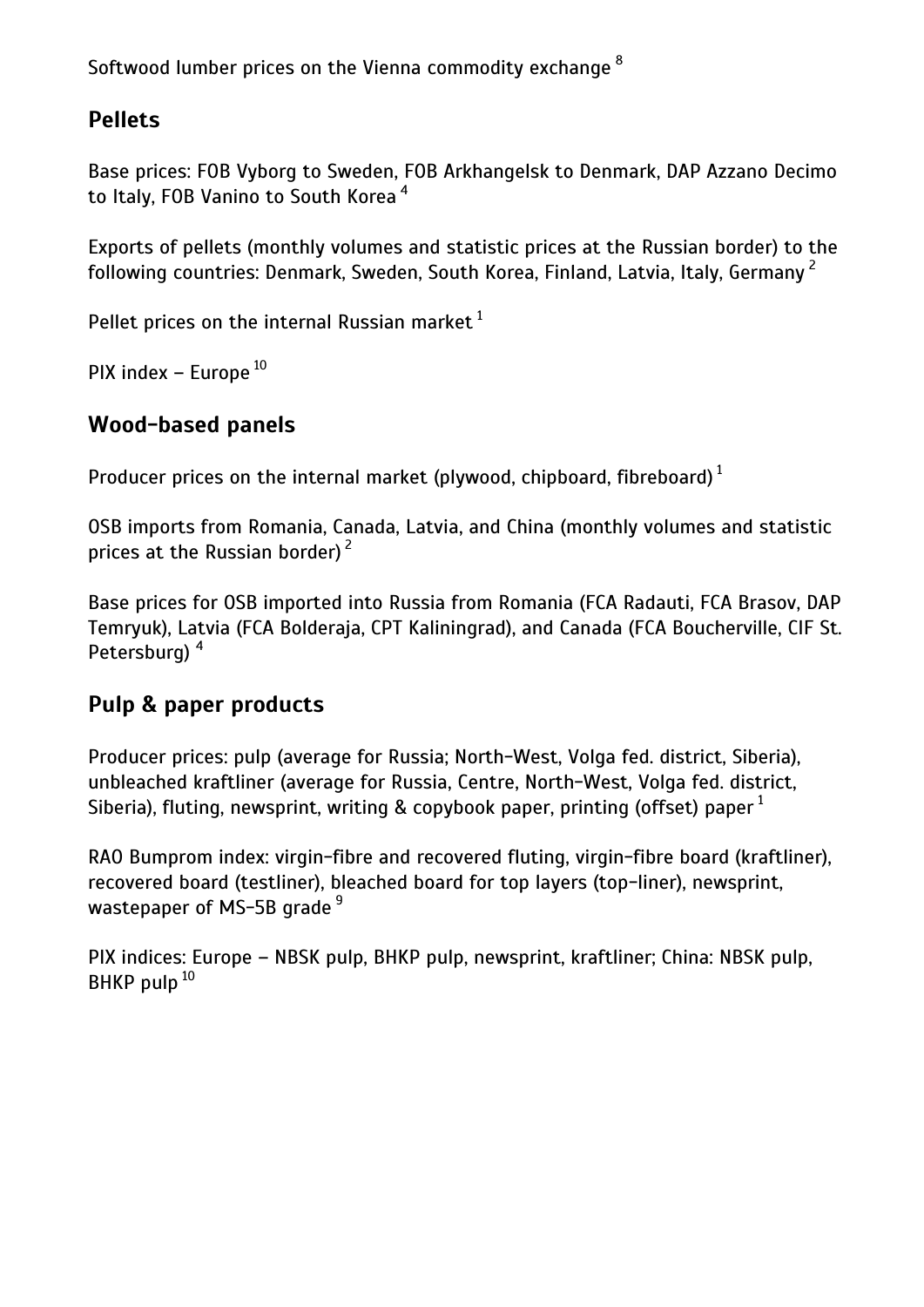Softwood lumber prices on the Vienna commodity exchange [8]

## Pellets

Base prices: FOB Vyborg to Sweden, FOB Arkhangelsk to Denmark, DAP Azzano Decimo to Italy, FOB Vanino to South Korea [4]

Exports of pellets (monthly volumes and statistic prices at the Russian border) to the following countries: Denmark, Sweden, South Korea, Finland, Latvia, Italy, Germany [2]

Pellet prices on the internal Russian market [1]

PIX index – Europe [10]

## Wood-based panels

Producer prices on the internal market (plywood, chipboard, fibreboard) [1]

OSB imports from Romania, Canada, Latvia, and China (monthly volumes and statistic prices at the Russian border) [2]

Base prices for OSB imported into Russia from Romania (FCA Radauti, FCA Brasov, DAP Temryuk), Latvia (FCA Bolderaja, CPT Kaliningrad), and Canada (FCA Boucherville, CIF St. Petersburg) [4]

## Pulp & paper products

Producer prices: pulp (average for Russia; North-West, Volga fed. district, Siberia), unbleached kraftliner (average for Russia, Centre, North-West, Volga fed. district, Siberia), fluting, newsprint, writing & copybook paper, printing (offset) paper [1]

RAO Bumprom index: virgin-fibre and recovered fluting, virgin-fibre board (kraftliner), recovered board (testliner), bleached board for top layers (top-liner), newsprint, wastepaper of MS-5B grade [9]

PIX indices: Europe – NBSK pulp, BHKP pulp, newsprint, kraftliner; China: NBSK pulp, BHKP pulp [10]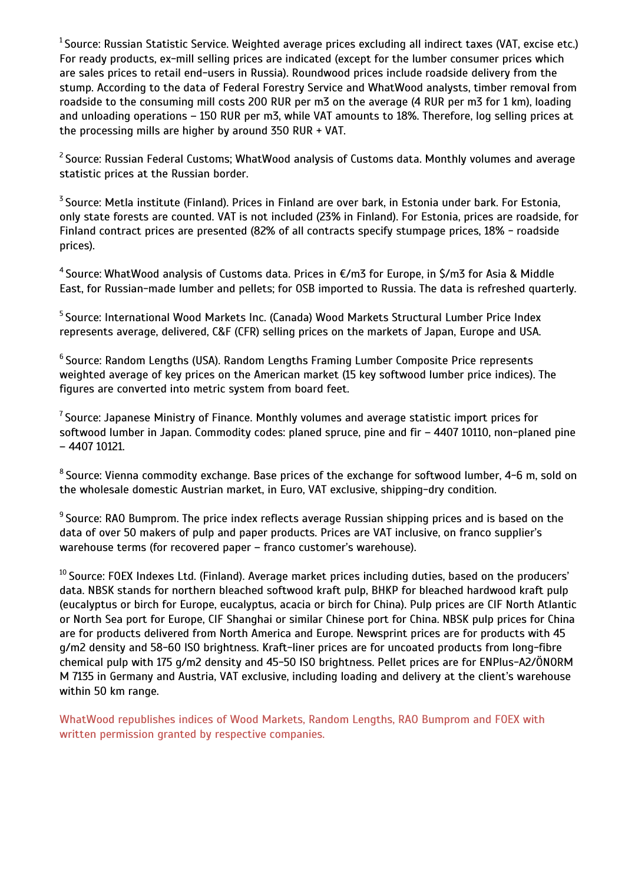[1] Source: Russian Statistic Service. Weighted average prices excluding all indirect taxes (VAT, excise etc.) For ready products, ex-mill selling prices are indicated (except for the lumber consumer prices which are sales prices to retail end-users in Russia). Roundwood prices include roadside delivery from the stump. According to the data of Federal Forestry Service and WhatWood analysts, timber removal from roadside to the consuming mill costs 200 RUR per m3 on the average (4 RUR per m3 for 1 km), loading and unloading operations – 150 RUR per m3, while VAT amounts to 18%. Therefore, log selling prices at the processing mills are higher by around 350 RUR + VAT.

[2] Source: Russian Federal Customs; WhatWood analysis of Customs data. Monthly volumes and average statistic prices at the Russian border.

[3] Source: Metla institute (Finland). Prices in Finland are over bark, in Estonia under bark. For Estonia, only state forests are counted. VAT is not included (23% in Finland). For Estonia, prices are roadside, for Finland contract prices are presented (82% of all contracts specify stumpage prices, 18% - roadside prices).

[4] Source: WhatWood analysis of Customs data. Prices in €/m3 for Europe, in $/m3 for Asia & Middle East, for Russian-made lumber and pellets; for OSB imported to Russia. The data is refreshed quarterly.

[5] Source: International Wood Markets Inc. (Canada) Wood Markets Structural Lumber Price Index represents average, delivered, C&F (CFR) selling prices on the markets of Japan, Europe and USA.

[6] Source: Random Lengths (USA). Random Lengths Framing Lumber Composite Price represents weighted average of key prices on the American market (15 key softwood lumber price indices). The figures are converted into metric system from board feet.

[7] Source: Japanese Ministry of Finance. Monthly volumes and average statistic import prices for softwood lumber in Japan. Commodity codes: planed spruce, pine and fir – 4407 10110, non-planed pine – 4407 10121.

[8] Source: Vienna commodity exchange. Base prices of the exchange for softwood lumber, 4-6 m, sold on the wholesale domestic Austrian market, in Euro, VAT exclusive, shipping-dry condition.

[9] Source: RAO Bumprom. The price index reflects average Russian shipping prices and is based on the data of over 50 makers of pulp and paper products. Prices are VAT inclusive, on franco supplier's warehouse terms (for recovered paper – franco customer's warehouse).

[10] Source: FOEX Indexes Ltd. (Finland). Average market prices including duties, based on the producers' data. NBSK stands for northern bleached softwood kraft pulp, BHKP for bleached hardwood kraft pulp (eucalyptus or birch for Europe, eucalyptus, acacia or birch for China). Pulp prices are CIF North Atlantic or North Sea port for Europe, CIF Shanghai or similar Chinese port for China. NBSK pulp prices for China are for products delivered from North America and Europe. Newsprint prices are for products with 45 g/m2 density and 58-60 ISO brightness. Kraft-liner prices are for uncoated products from long-fibre chemical pulp with 175 g/m2 density and 45-50 ISO brightness. Pellet prices are for ENPlus-A2/ÖNORM M 7135 in Germany and Austria, VAT exclusive, including loading and delivery at the client's warehouse within 50 km range.

WhatWood republishes indices of Wood Markets, Random Lengths, RAO Bumprom and FOEX with written permission granted by respective companies.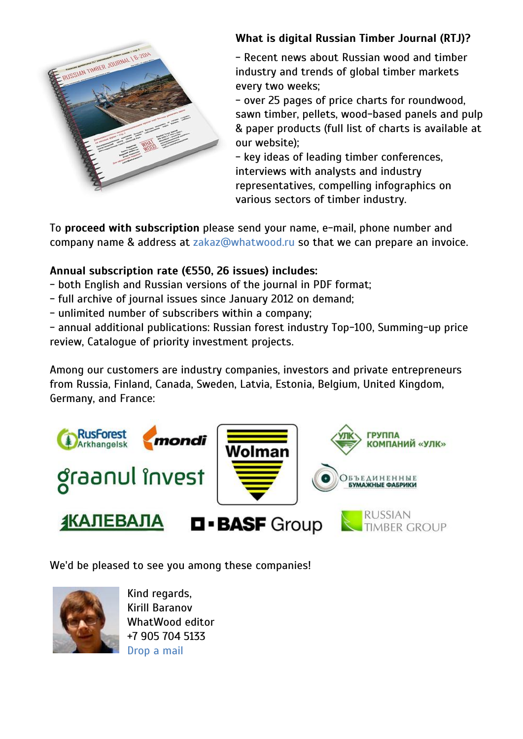## What is digital Russian Timber Journal (RTJ)?

- Recent news about Russian wood and timber industry and trends of global timber markets every two weeks;
- over 25 pages of price charts for roundwood, sawn timber, pellets, wood-based panels and pulp & paper products (full list of charts is available at our website);
- key ideas of leading timber conferences, interviews with analysts and industry representatives, compelling infographics on various sectors of timber industry.

To **proceed with subscription** please send your name, e-mail, phone number and company name & address at zakaz@whatwood.ru so that we can prepare an invoice.

**Annual subscription rate (€550, 26 issues) includes:**

- both English and Russian versions of the journal in PDF format;
- full archive of journal issues since January 2012 on demand;
- unlimited number of subscribers within a company;
- annual additional publications: Russian forest industry Top-100, Summing-up price review, Catalogue of priority investment projects.

Among our customers are industry companies, investors and private entrepreneurs from Russia, Finland, Canada, Sweden, Latvia, Estonia, Belgium, United Kingdom, Germany, and France:

RusForest Arkhangelsk
mondi
Wolman
ГРУППА КОМПАНИЙ «УЛК»
graanul invest
ОБЪЕДИНЕННЫЕ БУМАЖНЫЕ ФАБРИКИ
КАЛЕВАЛА
BASF Group
RUSSIAN TIMBER GROUP

We'd be pleased to see you among these companies!

Kind regards,
Kirill Baranov
WhatWood editor
+7 905 704 5133
Drop a mail